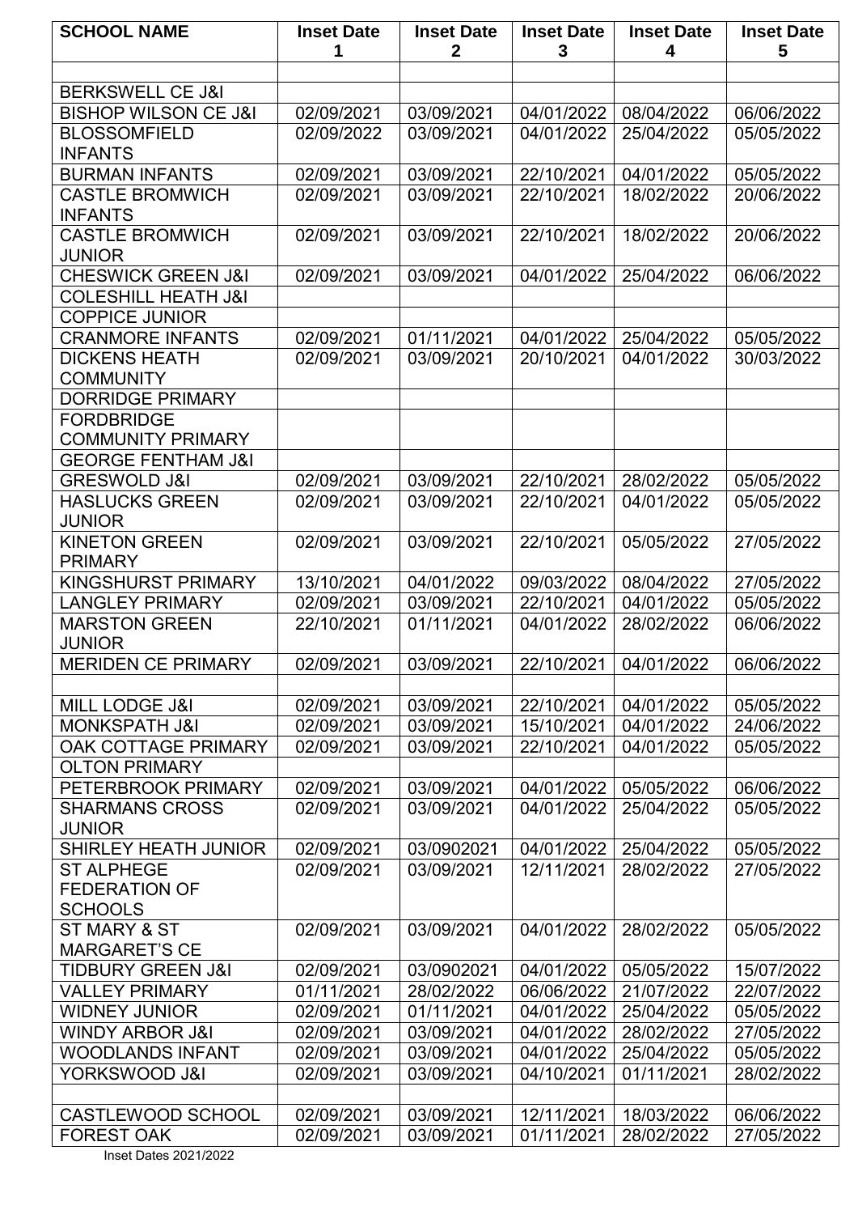| SCHOOL NAME | Inset Date 1 | Inset Date 2 | Inset Date 3 | Inset Date 4 | Inset Date 5 |
|---|---|---|---|---|---|
| | | | | | |
| BERKSWELL CE J&I | | | | | |
| BISHOP WILSON CE J&I | 02/09/2021 | 03/09/2021 | 04/01/2022 | 08/04/2022 | 06/06/2022 |
| BLOSSOMFIELD INFANTS | 02/09/2022 | 03/09/2021 | 04/01/2022 | 25/04/2022 | 05/05/2022 |
| BURMAN INFANTS | 02/09/2021 | 03/09/2021 | 22/10/2021 | 04/01/2022 | 05/05/2022 |
| CASTLE BROMWICH INFANTS | 02/09/2021 | 03/09/2021 | 22/10/2021 | 18/02/2022 | 20/06/2022 |
| CASTLE BROMWICH JUNIOR | 02/09/2021 | 03/09/2021 | 22/10/2021 | 18/02/2022 | 20/06/2022 |
| CHESWICK GREEN J&I | 02/09/2021 | 03/09/2021 | 04/01/2022 | 25/04/2022 | 06/06/2022 |
| COLESHILL HEATH J&I | | | | | |
| COPPICE JUNIOR | | | | | |
| CRANMORE INFANTS | 02/09/2021 | 01/11/2021 | 04/01/2022 | 25/04/2022 | 05/05/2022 |
| DICKENS HEATH COMMUNITY | 02/09/2021 | 03/09/2021 | 20/10/2021 | 04/01/2022 | 30/03/2022 |
| DORRIDGE PRIMARY | | | | | |
| FORDBRIDGE COMMUNITY PRIMARY | | | | | |
| GEORGE FENTHAM J&I | | | | | |
| GRESWOLD J&I | 02/09/2021 | 03/09/2021 | 22/10/2021 | 28/02/2022 | 05/05/2022 |
| HASLUCKS GREEN JUNIOR | 02/09/2021 | 03/09/2021 | 22/10/2021 | 04/01/2022 | 05/05/2022 |
| KINETON GREEN PRIMARY | 02/09/2021 | 03/09/2021 | 22/10/2021 | 05/05/2022 | 27/05/2022 |
| KINGSHURST PRIMARY | 13/10/2021 | 04/01/2022 | 09/03/2022 | 08/04/2022 | 27/05/2022 |
| LANGLEY PRIMARY | 02/09/2021 | 03/09/2021 | 22/10/2021 | 04/01/2022 | 05/05/2022 |
| MARSTON GREEN JUNIOR | 22/10/2021 | 01/11/2021 | 04/01/2022 | 28/02/2022 | 06/06/2022 |
| MERIDEN CE PRIMARY | 02/09/2021 | 03/09/2021 | 22/10/2021 | 04/01/2022 | 06/06/2022 |
| | | | | | |
| MILL LODGE J&I | 02/09/2021 | 03/09/2021 | 22/10/2021 | 04/01/2022 | 05/05/2022 |
| MONKSPATH J&I | 02/09/2021 | 03/09/2021 | 15/10/2021 | 04/01/2022 | 24/06/2022 |
| OAK COTTAGE PRIMARY | 02/09/2021 | 03/09/2021 | 22/10/2021 | 04/01/2022 | 05/05/2022 |
| OLTON PRIMARY | | | | | |
| PETERBROOK PRIMARY | 02/09/2021 | 03/09/2021 | 04/01/2022 | 05/05/2022 | 06/06/2022 |
| SHARMANS CROSS JUNIOR | 02/09/2021 | 03/09/2021 | 04/01/2022 | 25/04/2022 | 05/05/2022 |
| SHIRLEY HEATH JUNIOR | 02/09/2021 | 03/0902021 | 04/01/2022 | 25/04/2022 | 05/05/2022 |
| ST ALPHEGE FEDERATION OF SCHOOLS | 02/09/2021 | 03/09/2021 | 12/11/2021 | 28/02/2022 | 27/05/2022 |
| ST MARY & ST MARGARET'S CE | 02/09/2021 | 03/09/2021 | 04/01/2022 | 28/02/2022 | 05/05/2022 |
| TIDBURY GREEN J&I | 02/09/2021 | 03/0902021 | 04/01/2022 | 05/05/2022 | 15/07/2022 |
| VALLEY PRIMARY | 01/11/2021 | 28/02/2022 | 06/06/2022 | 21/07/2022 | 22/07/2022 |
| WIDNEY JUNIOR | 02/09/2021 | 01/11/2021 | 04/01/2022 | 25/04/2022 | 05/05/2022 |
| WINDY ARBOR J&I | 02/09/2021 | 03/09/2021 | 04/01/2022 | 28/02/2022 | 27/05/2022 |
| WOODLANDS INFANT | 02/09/2021 | 03/09/2021 | 04/01/2022 | 25/04/2022 | 05/05/2022 |
| YORKSWOOD J&I | 02/09/2021 | 03/09/2021 | 04/10/2021 | 01/11/2021 | 28/02/2022 |
| | | | | | |
| CASTLEWOOD SCHOOL | 02/09/2021 | 03/09/2021 | 12/11/2021 | 18/03/2022 | 06/06/2022 |
| FOREST OAK | 02/09/2021 | 03/09/2021 | 01/11/2021 | 28/02/2022 | 27/05/2022 |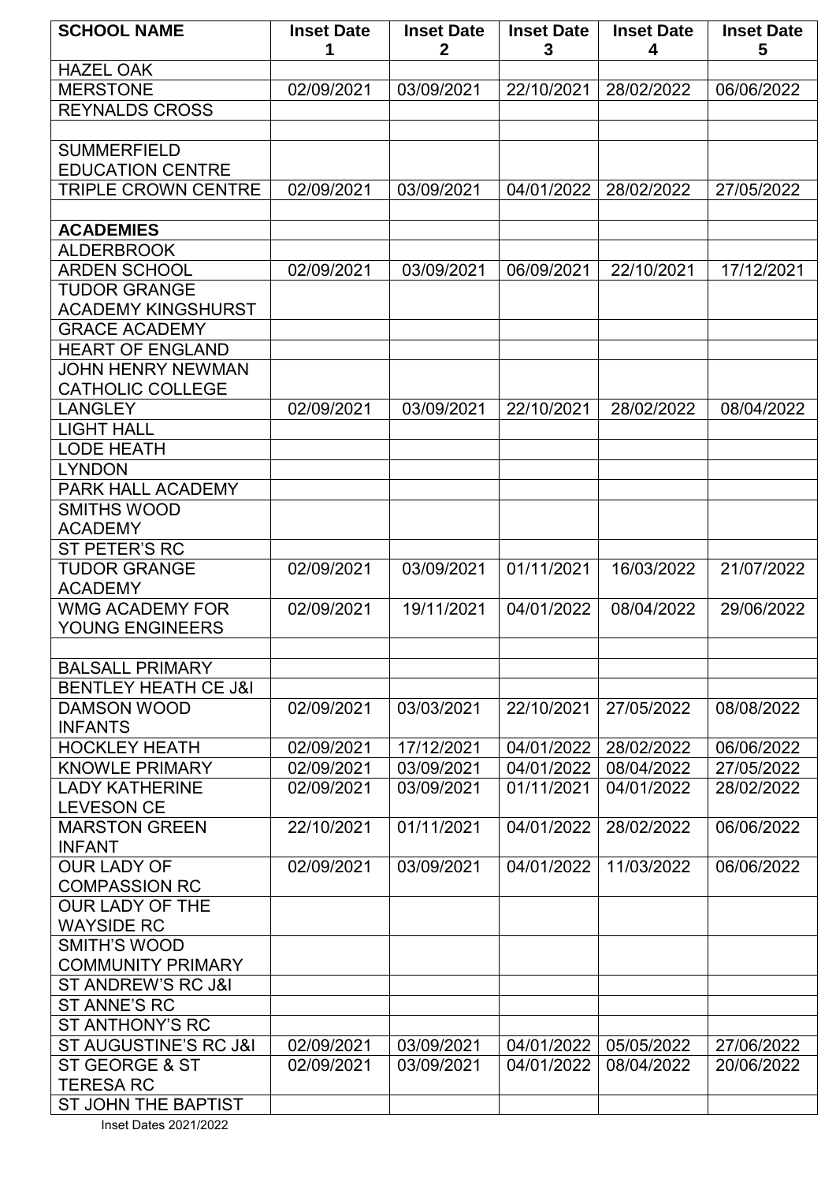| SCHOOL NAME | Inset Date 1 | Inset Date 2 | Inset Date 3 | Inset Date 4 | Inset Date 5 |
|---|---|---|---|---|---|
| HAZEL OAK | | | | | |
| MERSTONE | 02/09/2021 | 03/09/2021 | 22/10/2021 | 28/02/2022 | 06/06/2022 |
| REYNALDS CROSS | | | | | |
| | | | | | |
| SUMMERFIELD EDUCATION CENTRE | | | | | |
| TRIPLE CROWN CENTRE | 02/09/2021 | 03/09/2021 | 04/01/2022 | 28/02/2022 | 27/05/2022 |
| | | | | | |
| **ACADEMIES** | | | | | |
| ALDERBROOK | | | | | |
| ARDEN SCHOOL | 02/09/2021 | 03/09/2021 | 06/09/2021 | 22/10/2021 | 17/12/2021 |
| TUDOR GRANGE ACADEMY KINGSHURST | | | | | |
| GRACE ACADEMY | | | | | |
| HEART OF ENGLAND | | | | | |
| JOHN HENRY NEWMAN CATHOLIC COLLEGE | | | | | |
| LANGLEY | 02/09/2021 | 03/09/2021 | 22/10/2021 | 28/02/2022 | 08/04/2022 |
| LIGHT HALL | | | | | |
| LODE HEATH | | | | | |
| LYNDON | | | | | |
| PARK HALL ACADEMY | | | | | |
| SMITHS WOOD ACADEMY | | | | | |
| ST PETER'S RC | | | | | |
| TUDOR GRANGE ACADEMY | 02/09/2021 | 03/09/2021 | 01/11/2021 | 16/03/2022 | 21/07/2022 |
| WMG ACADEMY FOR YOUNG ENGINEERS | 02/09/2021 | 19/11/2021 | 04/01/2022 | 08/04/2022 | 29/06/2022 |
| | | | | | |
| BALSALL PRIMARY | | | | | |
| BENTLEY HEATH CE J&I | | | | | |
| DAMSON WOOD INFANTS | 02/09/2021 | 03/03/2021 | 22/10/2021 | 27/05/2022 | 08/08/2022 |
| HOCKLEY HEATH | 02/09/2021 | 17/12/2021 | 04/01/2022 | 28/02/2022 | 06/06/2022 |
| KNOWLE PRIMARY | 02/09/2021 | 03/09/2021 | 04/01/2022 | 08/04/2022 | 27/05/2022 |
| LADY KATHERINE LEVESON CE | 02/09/2021 | 03/09/2021 | 01/11/2021 | 04/01/2022 | 28/02/2022 |
| MARSTON GREEN INFANT | 22/10/2021 | 01/11/2021 | 04/01/2022 | 28/02/2022 | 06/06/2022 |
| OUR LADY OF COMPASSION RC | 02/09/2021 | 03/09/2021 | 04/01/2022 | 11/03/2022 | 06/06/2022 |
| OUR LADY OF THE WAYSIDE RC | | | | | |
| SMITH'S WOOD COMMUNITY PRIMARY | | | | | |
| ST ANDREW'S RC J&I | | | | | |
| ST ANNE'S RC | | | | | |
| ST ANTHONY'S RC | | | | | |
| ST AUGUSTINE'S RC J&I | 02/09/2021 | 03/09/2021 | 04/01/2022 | 05/05/2022 | 27/06/2022 |
| ST GEORGE & ST TERESA RC | 02/09/2021 | 03/09/2021 | 04/01/2022 | 08/04/2022 | 20/06/2022 |
| ST JOHN THE BAPTIST | | | | | |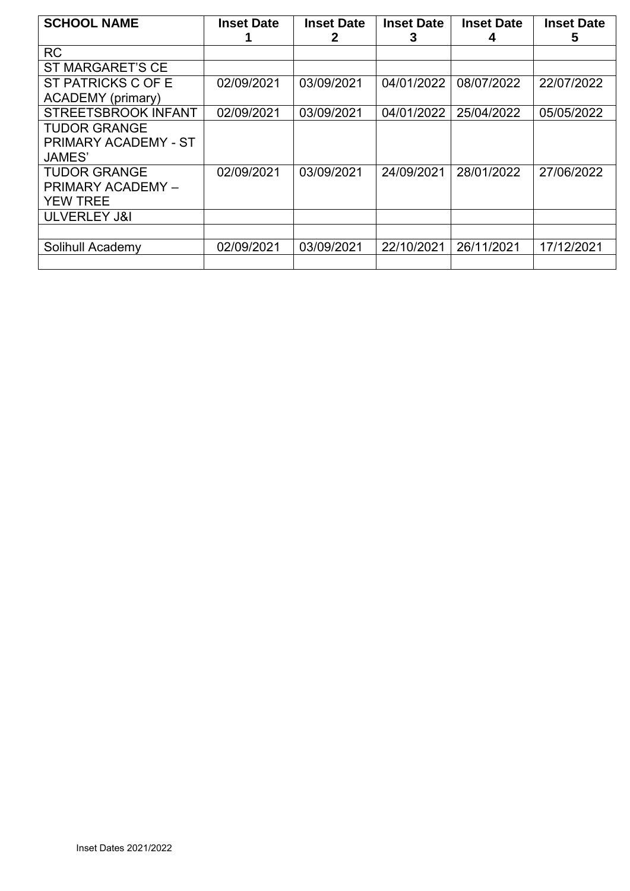| SCHOOL NAME | Inset Date 1 | Inset Date 2 | Inset Date 3 | Inset Date 4 | Inset Date 5 |
|---|---|---|---|---|---|
| RC | | | | | |
| ST MARGARET'S CE | | | | | |
| ST PATRICKS C OF E ACADEMY (primary) | 02/09/2021 | 03/09/2021 | 04/01/2022 | 08/07/2022 | 22/07/2022 |
| STREETSBROOK INFANT | 02/09/2021 | 03/09/2021 | 04/01/2022 | 25/04/2022 | 05/05/2022 |
| TUDOR GRANGE PRIMARY ACADEMY - ST JAMES' | | | | | |
| TUDOR GRANGE PRIMARY ACADEMY – YEW TREE | 02/09/2021 | 03/09/2021 | 24/09/2021 | 28/01/2022 | 27/06/2022 |
| ULVERLEY J&I | | | | | |
| | | | | | |
| Solihull Academy | 02/09/2021 | 03/09/2021 | 22/10/2021 | 26/11/2021 | 17/12/2021 |
| | | | | | |